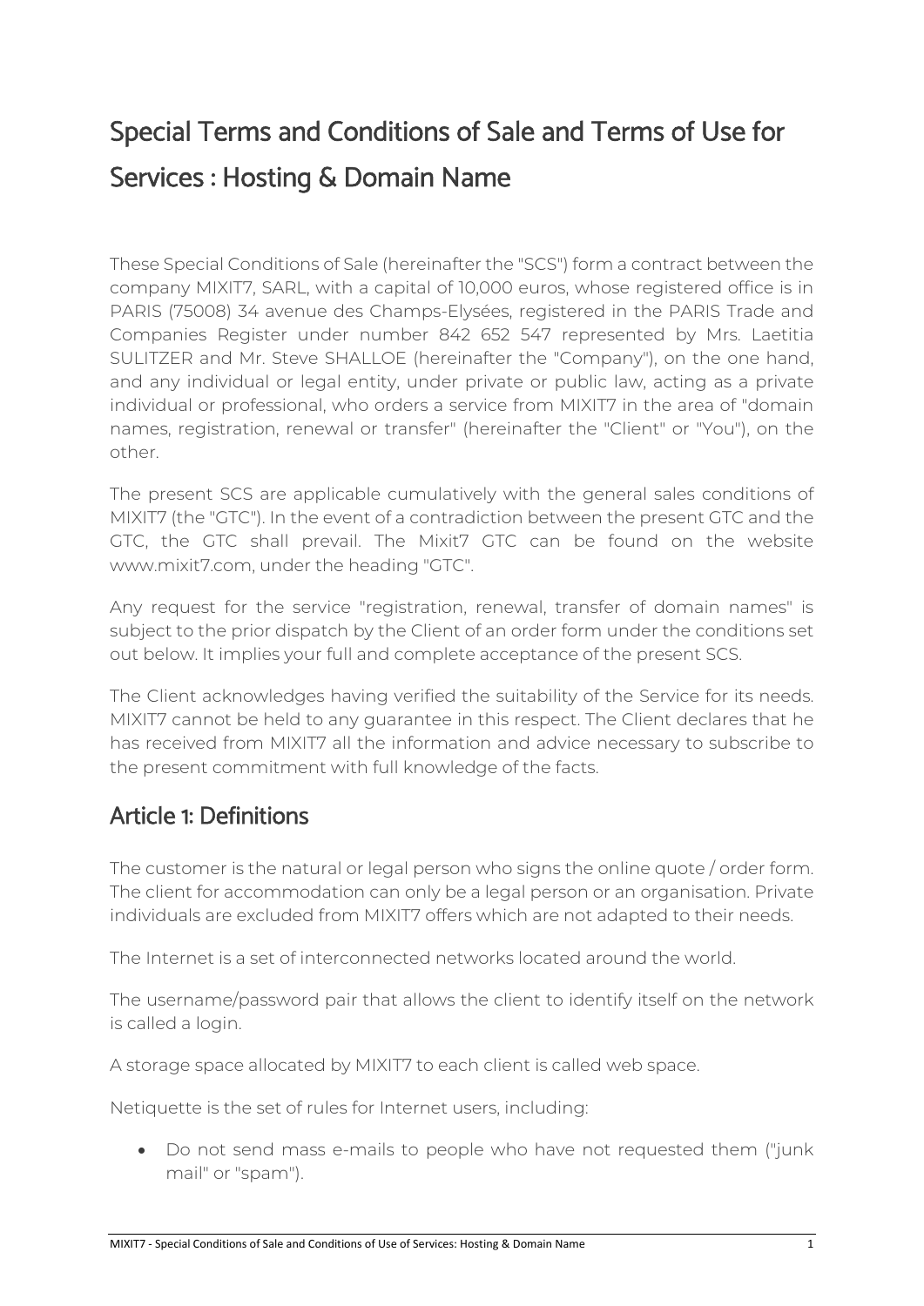# Special Terms and Conditions of Sale and Terms of Use for Services : Hosting & Domain Name

These Special Conditions of Sale (hereinafter the "SCS") form a contract between the company MIXIT7, SARL, with a capital of 10,000 euros, whose registered office is in PARIS (75008) 34 avenue des Champs-Elysées, registered in the PARIS Trade and Companies Register under number 842 652 547 represented by Mrs. Laetitia SULITZER and Mr. Steve SHALLOE (hereinafter the "Company"), on the one hand, and any individual or legal entity, under private or public law, acting as a private individual or professional, who orders a service from MIXIT7 in the area of "domain names, registration, renewal or transfer" (hereinafter the "Client" or "You"), on the other.

The present SCS are applicable cumulatively with the general sales conditions of MIXIT7 (the "GTC"). In the event of a contradiction between the present GTC and the GTC, the GTC shall prevail. The Mixit7 GTC can be found on the website www.mixit7.com, under the heading "GTC".

Any request for the service "registration, renewal, transfer of domain names" is subject to the prior dispatch by the Client of an order form under the conditions set out below. It implies your full and complete acceptance of the present SCS.

The Client acknowledges having verified the suitability of the Service for its needs. MIXIT7 cannot be held to any guarantee in this respect. The Client declares that he has received from MIXIT7 all the information and advice necessary to subscribe to the present commitment with full knowledge of the facts.

## Article 1: Definitions

The customer is the natural or legal person who signs the online quote / order form. The client for accommodation can only be a legal person or an organisation. Private individuals are excluded from MIXIT7 offers which are not adapted to their needs.

The Internet is a set of interconnected networks located around the world.

The username/password pair that allows the client to identify itself on the network is called a login.

A storage space allocated by MIXIT7 to each client is called web space.

Netiquette is the set of rules for Internet users, including:

- Do not send mass e-mails to people who have not requested them ("junk mail" or "spam").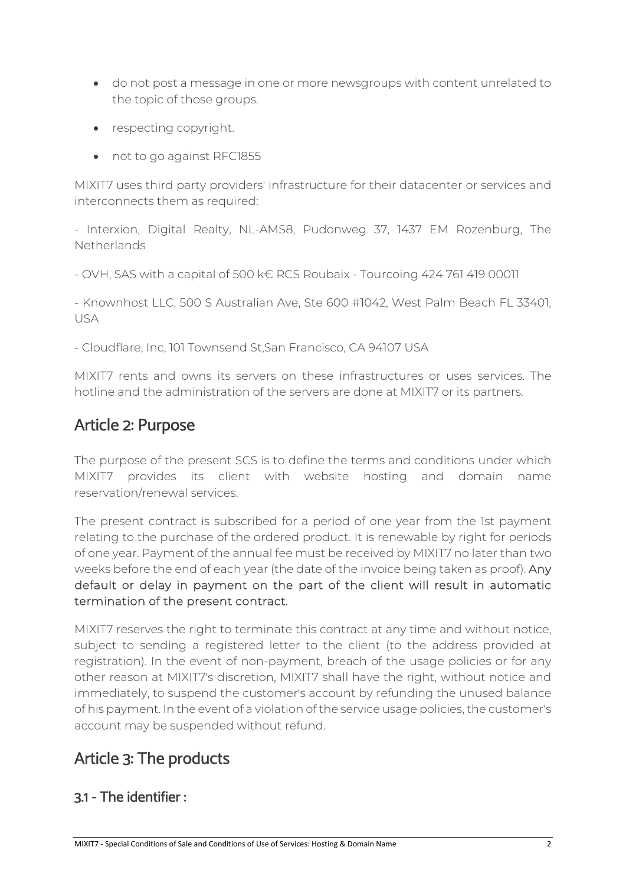- do not post a message in one or more newsgroups with content unrelated to the topic of those groups.
- respecting copyright.
- not to go against RFC1855

MIXIT7 uses third party providers' infrastructure for their datacenter or services and interconnects them as required:

- Interxion, Digital Realty, NL-AMS8, Pudonweg 37, 1437 EM Rozenburg, The Netherlands

- OVH, SAS with a capital of 500 k€ RCS Roubaix - Tourcoing 424 761 419 00011

- Knownhost LLC, 500 S Australian Ave, Ste 600 #1042, West Palm Beach FL 33401, USA

- Cloudflare, Inc, 101 Townsend St,San Francisco, CA 94107 USA

MIXIT7 rents and owns its servers on these infrastructures or uses services. The hotline and the administration of the servers are done at MIXIT7 or its partners.

## Article 2: Purpose

The purpose of the present SCS is to define the terms and conditions under which MIXIT7 provides its client with website hosting and domain name reservation/renewal services.

The present contract is subscribed for a period of one year from the 1st payment relating to the purchase of the ordered product. It is renewable by right for periods of one year. Payment of the annual fee must be received by MIXIT7 no later than two weeks before the end of each year (the date of the invoice being taken as proof). Any default or delay in payment on the part of the client will result in automatic termination of the present contract.

MIXIT7 reserves the right to terminate this contract at any time and without notice, subject to sending a registered letter to the client (to the address provided at registration). In the event of non-payment, breach of the usage policies or for any other reason at MIXIT7's discretion, MIXIT7 shall have the right, without notice and immediately, to suspend the customer's account by refunding the unused balance of his payment. In the event of a violation of the service usage policies, the customer's account may be suspended without refund.

## Article 3: The products

### 3.1 - The identifier :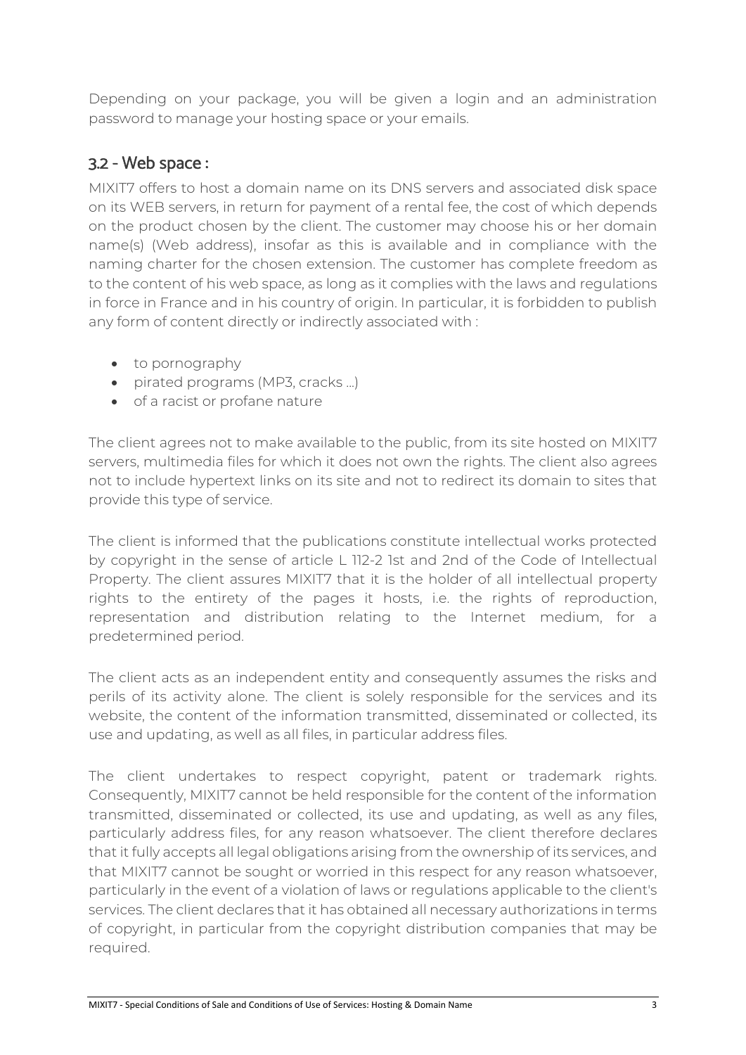Depending on your package, you will be given a login and an administration password to manage your hosting space or your emails.

## 3.2 - Web space :

MIXIT7 offers to host a domain name on its DNS servers and associated disk space on its WEB servers, in return for payment of a rental fee, the cost of which depends on the product chosen by the client. The customer may choose his or her domain name(s) (Web address), insofar as this is available and in compliance with the naming charter for the chosen extension. The customer has complete freedom as to the content of his web space, as long as it complies with the laws and regulations in force in France and in his country of origin. In particular, it is forbidden to publish any form of content directly or indirectly associated with :

- to pornography
- pirated programs (MP3, cracks ...)
- of a racist or profane nature

The client agrees not to make available to the public, from its site hosted on MIXIT7 servers, multimedia files for which it does not own the rights. The client also agrees not to include hypertext links on its site and not to redirect its domain to sites that provide this type of service.

The client is informed that the publications constitute intellectual works protected by copyright in the sense of article L 112-2 1st and 2nd of the Code of Intellectual Property. The client assures MIXIT7 that it is the holder of all intellectual property rights to the entirety of the pages it hosts, i.e. the rights of reproduction, representation and distribution relating to the Internet medium, for a predetermined period.

The client acts as an independent entity and consequently assumes the risks and perils of its activity alone. The client is solely responsible for the services and its website, the content of the information transmitted, disseminated or collected, its use and updating, as well as all files, in particular address files.

The client undertakes to respect copyright, patent or trademark rights. Consequently, MIXIT7 cannot be held responsible for the content of the information transmitted, disseminated or collected, its use and updating, as well as any files, particularly address files, for any reason whatsoever. The client therefore declares that it fully accepts all legal obligations arising from the ownership of its services, and that MIXIT7 cannot be sought or worried in this respect for any reason whatsoever, particularly in the event of a violation of laws or regulations applicable to the client's services. The client declares that it has obtained all necessary authorizations in terms of copyright, in particular from the copyright distribution companies that may be required.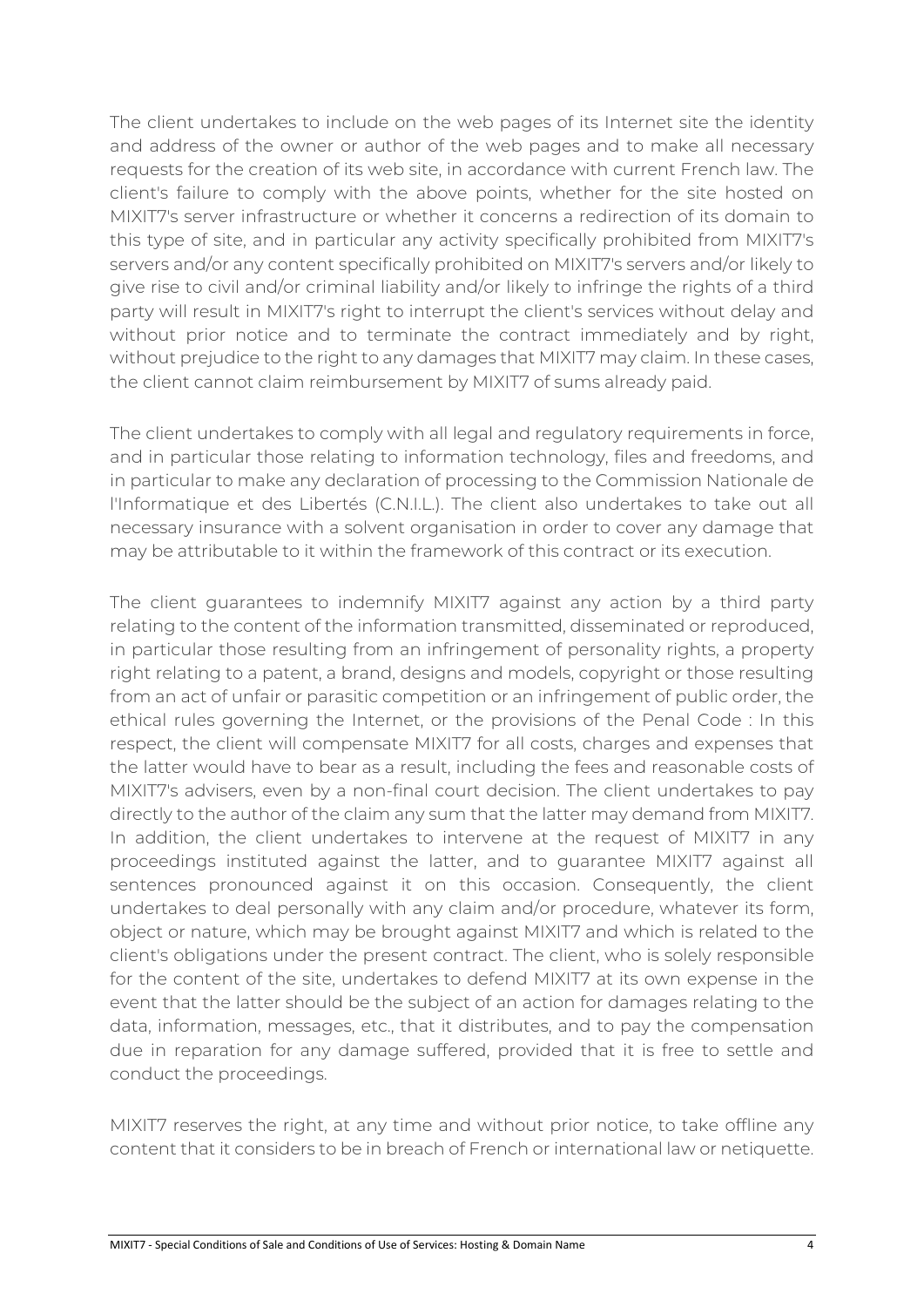The client undertakes to include on the web pages of its Internet site the identity and address of the owner or author of the web pages and to make all necessary requests for the creation of its web site, in accordance with current French law. The client's failure to comply with the above points, whether for the site hosted on MIXIT7's server infrastructure or whether it concerns a redirection of its domain to this type of site, and in particular any activity specifically prohibited from MIXIT7's servers and/or any content specifically prohibited on MIXIT7's servers and/or likely to give rise to civil and/or criminal liability and/or likely to infringe the rights of a third party will result in MIXIT7's right to interrupt the client's services without delay and without prior notice and to terminate the contract immediately and by right, without prejudice to the right to any damages that MIXIT7 may claim. In these cases, the client cannot claim reimbursement by MIXIT7 of sums already paid.

The client undertakes to comply with all legal and regulatory requirements in force, and in particular those relating to information technology, files and freedoms, and in particular to make any declaration of processing to the Commission Nationale de l'Informatique et des Libertés (C.N.I.L.). The client also undertakes to take out all necessary insurance with a solvent organisation in order to cover any damage that may be attributable to it within the framework of this contract or its execution.

The client guarantees to indemnify MIXIT7 against any action by a third party relating to the content of the information transmitted, disseminated or reproduced, in particular those resulting from an infringement of personality rights, a property right relating to a patent, a brand, designs and models, copyright or those resulting from an act of unfair or parasitic competition or an infringement of public order, the ethical rules governing the Internet, or the provisions of the Penal Code : In this respect, the client will compensate MIXIT7 for all costs, charges and expenses that the latter would have to bear as a result, including the fees and reasonable costs of MIXIT7's advisers, even by a non-final court decision. The client undertakes to pay directly to the author of the claim any sum that the latter may demand from MIXIT7. In addition, the client undertakes to intervene at the request of MIXIT7 in any proceedings instituted against the latter, and to guarantee MIXIT7 against all sentences pronounced against it on this occasion. Consequently, the client undertakes to deal personally with any claim and/or procedure, whatever its form, object or nature, which may be brought against MIXIT7 and which is related to the client's obligations under the present contract. The client, who is solely responsible for the content of the site, undertakes to defend MIXIT7 at its own expense in the event that the latter should be the subject of an action for damages relating to the data, information, messages, etc., that it distributes, and to pay the compensation due in reparation for any damage suffered, provided that it is free to settle and conduct the proceedings.

MIXIT7 reserves the right, at any time and without prior notice, to take offline any content that it considers to be in breach of French or international law or netiquette.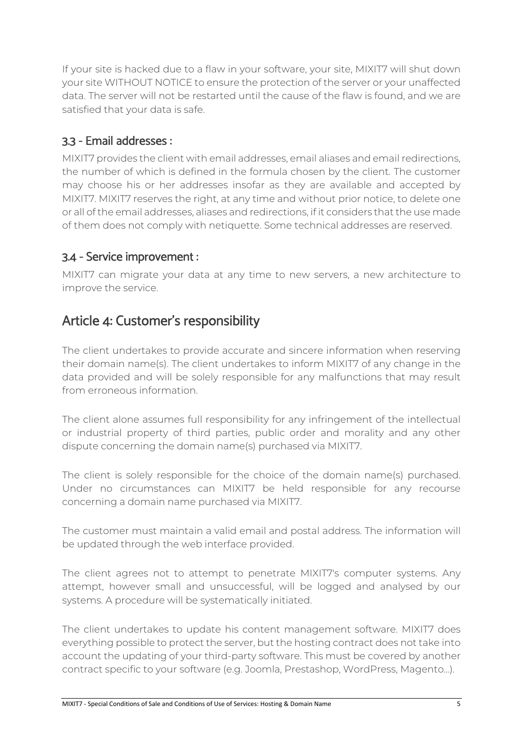If your site is hacked due to a flaw in your software, your site, MIXIT7 will shut down your site WITHOUT NOTICE to ensure the protection of the server or your unaffected data. The server will not be restarted until the cause of the flaw is found, and we are satisfied that your data is safe.

### 3.3 - Email addresses :

MIXIT7 provides the client with email addresses, email aliases and email redirections, the number of which is defined in the formula chosen by the client. The customer may choose his or her addresses insofar as they are available and accepted by MIXIT7. MIXIT7 reserves the right, at any time and without prior notice, to delete one or all of the email addresses, aliases and redirections, if it considers that the use made of them does not comply with netiquette. Some technical addresses are reserved.

### 3.4 - Service improvement :

MIXIT7 can migrate your data at any time to new servers, a new architecture to improve the service.

## Article 4: Customer's responsibility

The client undertakes to provide accurate and sincere information when reserving their domain name(s). The client undertakes to inform MIXIT7 of any change in the data provided and will be solely responsible for any malfunctions that may result from erroneous information.

The client alone assumes full responsibility for any infringement of the intellectual or industrial property of third parties, public order and morality and any other dispute concerning the domain name(s) purchased via MIXIT7.

The client is solely responsible for the choice of the domain name(s) purchased. Under no circumstances can MIXIT7 be held responsible for any recourse concerning a domain name purchased via MIXIT7.

The customer must maintain a valid email and postal address. The information will be updated through the web interface provided.

The client agrees not to attempt to penetrate MIXIT7's computer systems. Any attempt, however small and unsuccessful, will be logged and analysed by our systems. A procedure will be systematically initiated.

The client undertakes to update his content management software. MIXIT7 does everything possible to protect the server, but the hosting contract does not take into account the updating of your third-party software. This must be covered by another contract specific to your software (e.g. Joomla, Prestashop, WordPress, Magento...).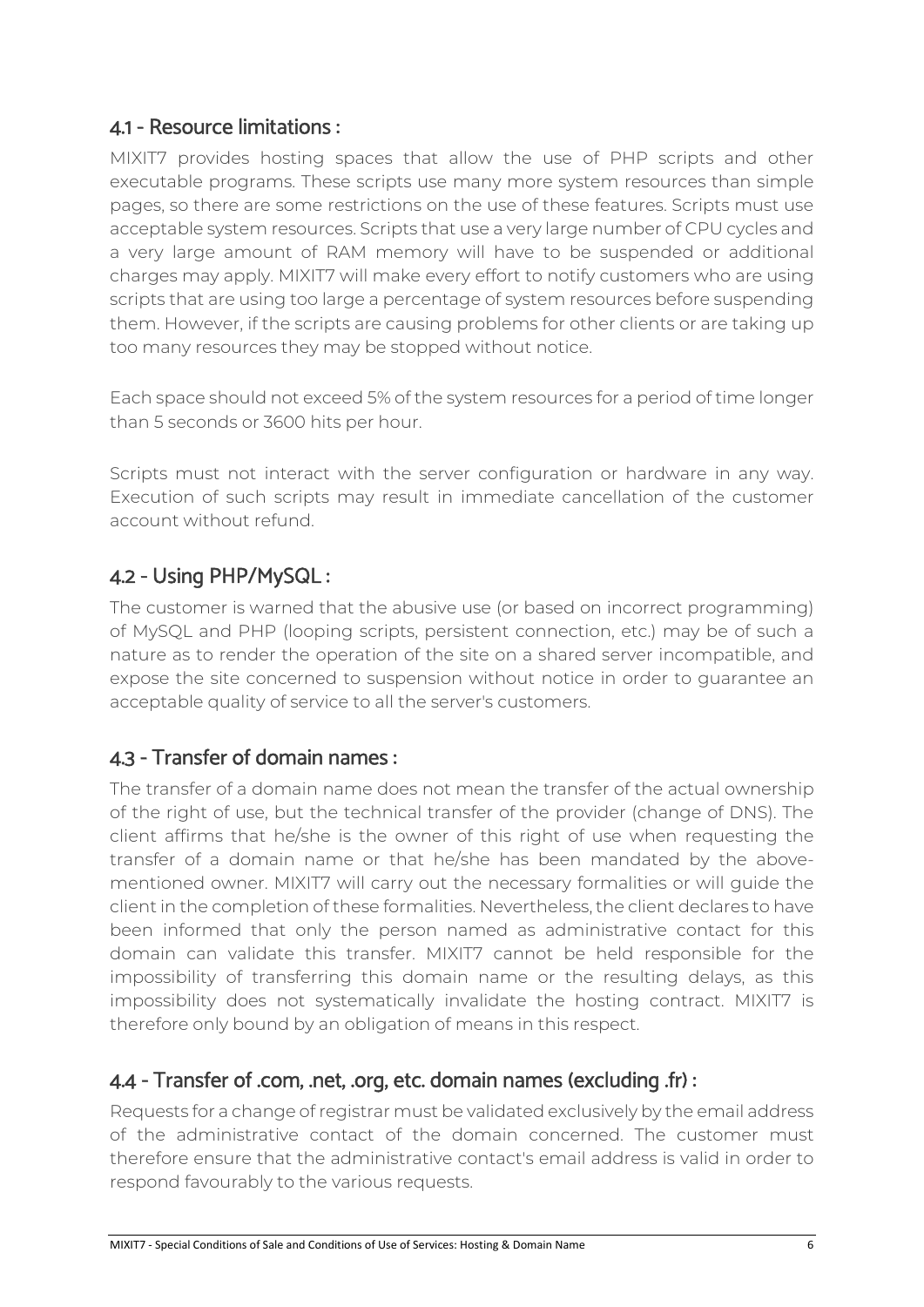## 4.1 - Resource limitations :

MIXIT7 provides hosting spaces that allow the use of PHP scripts and other executable programs. These scripts use many more system resources than simple pages, so there are some restrictions on the use of these features. Scripts must use acceptable system resources. Scripts that use a very large number of CPU cycles and a very large amount of RAM memory will have to be suspended or additional charges may apply. MIXIT7 will make every effort to notify customers who are using scripts that are using too large a percentage of system resources before suspending them. However, if the scripts are causing problems for other clients or are taking up too many resources they may be stopped without notice.

Each space should not exceed 5% of the system resources for a period of time longer than 5 seconds or 3600 hits per hour.

Scripts must not interact with the server configuration or hardware in any way. Execution of such scripts may result in immediate cancellation of the customer account without refund.

## 4.2 - Using PHP/MySQL :

The customer is warned that the abusive use (or based on incorrect programming) of MySQL and PHP (looping scripts, persistent connection, etc.) may be of such a nature as to render the operation of the site on a shared server incompatible, and expose the site concerned to suspension without notice in order to guarantee an acceptable quality of service to all the server's customers.

## 4.3 - Transfer of domain names :

The transfer of a domain name does not mean the transfer of the actual ownership of the right of use, but the technical transfer of the provider (change of DNS). The client affirms that he/she is the owner of this right of use when requesting the transfer of a domain name or that he/she has been mandated by the above-mentioned owner. MIXIT7 will carry out the necessary formalities or will guide the client in the completion of these formalities. Nevertheless, the client declares to have been informed that only the person named as administrative contact for this domain can validate this transfer. MIXIT7 cannot be held responsible for the impossibility of transferring this domain name or the resulting delays, as this impossibility does not systematically invalidate the hosting contract. MIXIT7 is therefore only bound by an obligation of means in this respect.

## 4.4 - Transfer of .com, .net, .org, etc. domain names (excluding .fr) :

Requests for a change of registrar must be validated exclusively by the email address of the administrative contact of the domain concerned. The customer must therefore ensure that the administrative contact's email address is valid in order to respond favourably to the various requests.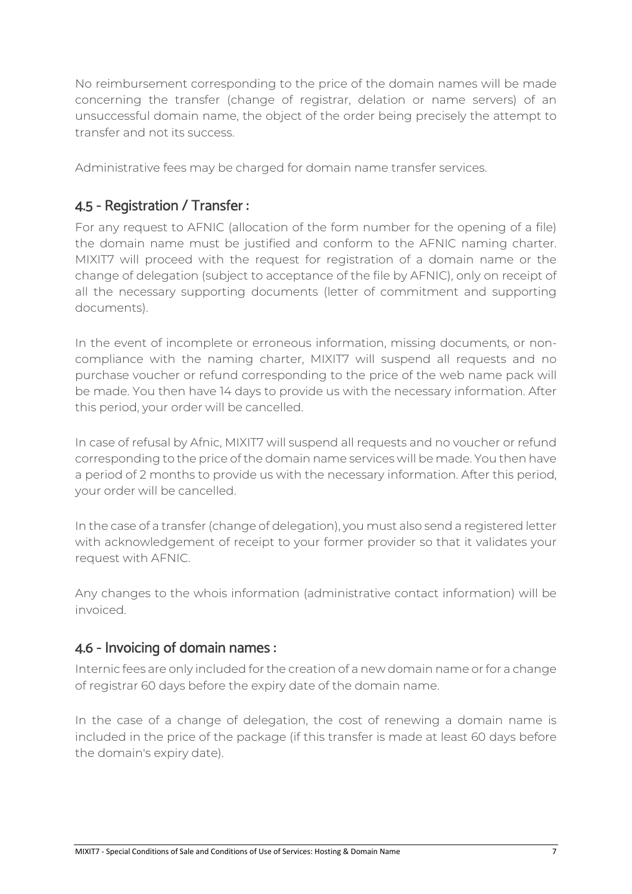No reimbursement corresponding to the price of the domain names will be made concerning the transfer (change of registrar, delation or name servers) of an unsuccessful domain name, the object of the order being precisely the attempt to transfer and not its success.

Administrative fees may be charged for domain name transfer services.

## 4.5 - Registration / Transfer :

For any request to AFNIC (allocation of the form number for the opening of a file) the domain name must be justified and conform to the AFNIC naming charter. MIXIT7 will proceed with the request for registration of a domain name or the change of delegation (subject to acceptance of the file by AFNIC), only on receipt of all the necessary supporting documents (letter of commitment and supporting documents).

In the event of incomplete or erroneous information, missing documents, or non-compliance with the naming charter, MIXIT7 will suspend all requests and no purchase voucher or refund corresponding to the price of the web name pack will be made. You then have 14 days to provide us with the necessary information. After this period, your order will be cancelled.

In case of refusal by Afnic, MIXIT7 will suspend all requests and no voucher or refund corresponding to the price of the domain name services will be made. You then have a period of 2 months to provide us with the necessary information. After this period, your order will be cancelled.

In the case of a transfer (change of delegation), you must also send a registered letter with acknowledgement of receipt to your former provider so that it validates your request with AFNIC.

Any changes to the whois information (administrative contact information) will be invoiced.

## 4.6 - Invoicing of domain names :

Internic fees are only included for the creation of a new domain name or for a change of registrar 60 days before the expiry date of the domain name.

In the case of a change of delegation, the cost of renewing a domain name is included in the price of the package (if this transfer is made at least 60 days before the domain's expiry date).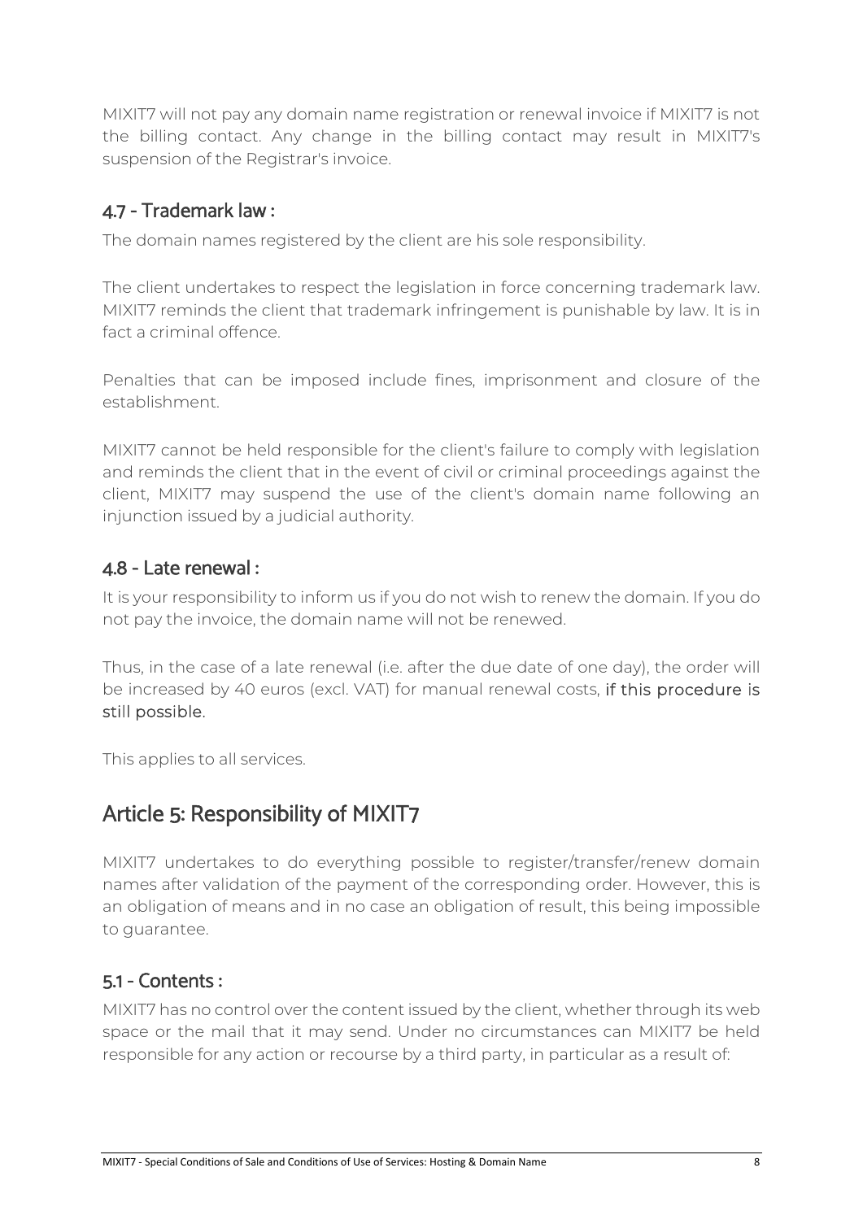MIXIT7 will not pay any domain name registration or renewal invoice if MIXIT7 is not the billing contact. Any change in the billing contact may result in MIXIT7's suspension of the Registrar's invoice.

### 4.7 - Trademark law :

The domain names registered by the client are his sole responsibility.

The client undertakes to respect the legislation in force concerning trademark law. MIXIT7 reminds the client that trademark infringement is punishable by law. It is in fact a criminal offence.

Penalties that can be imposed include fines, imprisonment and closure of the establishment.

MIXIT7 cannot be held responsible for the client's failure to comply with legislation and reminds the client that in the event of civil or criminal proceedings against the client, MIXIT7 may suspend the use of the client's domain name following an injunction issued by a judicial authority.

### 4.8 - Late renewal :

It is your responsibility to inform us if you do not wish to renew the domain. If you do not pay the invoice, the domain name will not be renewed.

Thus, in the case of a late renewal (i.e. after the due date of one day), the order will be increased by 40 euros (excl. VAT) for manual renewal costs, if this procedure is still possible.

This applies to all services.

## Article 5: Responsibility of MIXIT7

MIXIT7 undertakes to do everything possible to register/transfer/renew domain names after validation of the payment of the corresponding order. However, this is an obligation of means and in no case an obligation of result, this being impossible to guarantee.

### 5.1 - Contents :

MIXIT7 has no control over the content issued by the client, whether through its web space or the mail that it may send. Under no circumstances can MIXIT7 be held responsible for any action or recourse by a third party, in particular as a result of: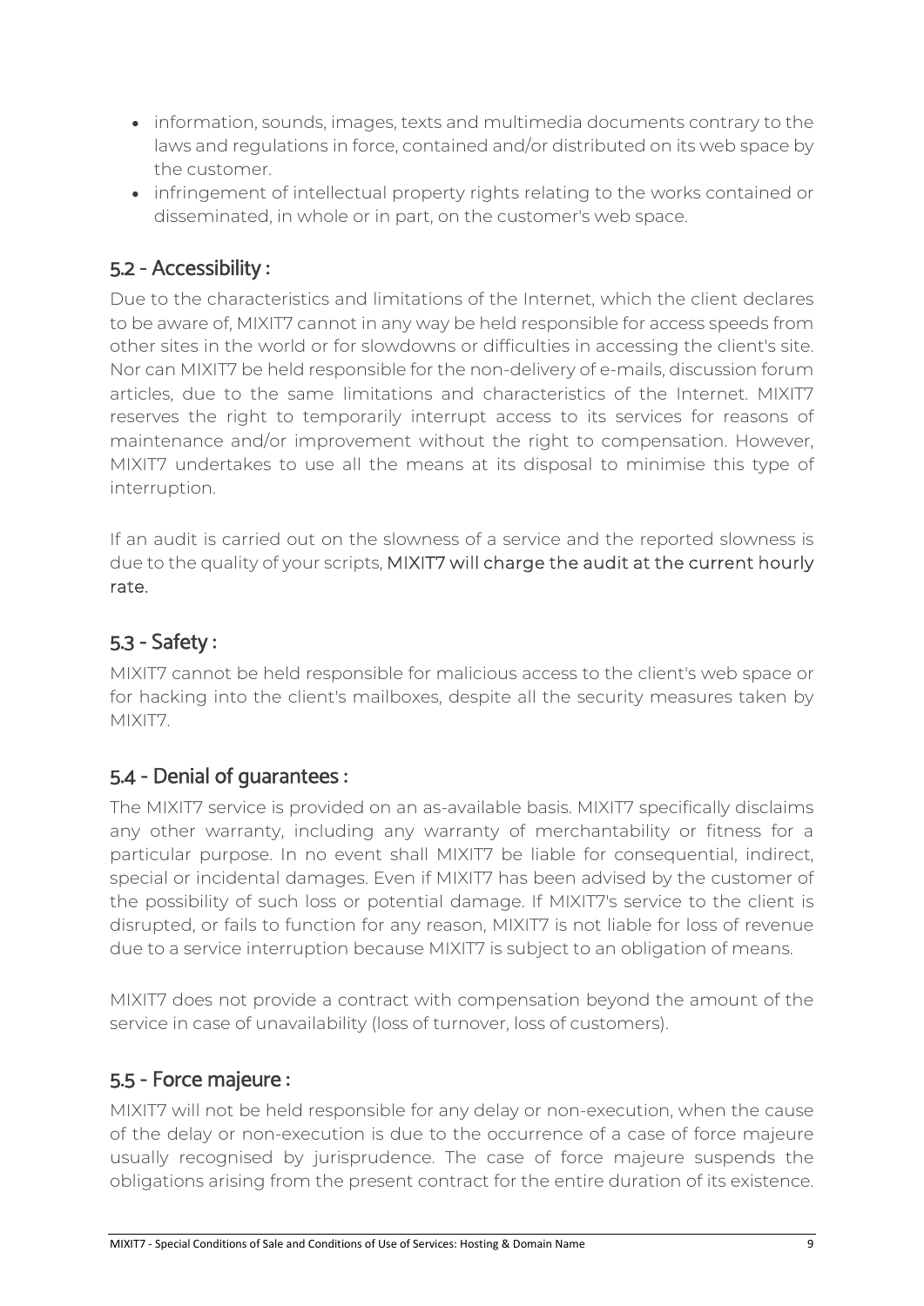- information, sounds, images, texts and multimedia documents contrary to the laws and regulations in force, contained and/or distributed on its web space by the customer.
- infringement of intellectual property rights relating to the works contained or disseminated, in whole or in part, on the customer's web space.

## 5.2 - Accessibility :

Due to the characteristics and limitations of the Internet, which the client declares to be aware of, MIXIT7 cannot in any way be held responsible for access speeds from other sites in the world or for slowdowns or difficulties in accessing the client's site. Nor can MIXIT7 be held responsible for the non-delivery of e-mails, discussion forum articles, due to the same limitations and characteristics of the Internet. MIXIT7 reserves the right to temporarily interrupt access to its services for reasons of maintenance and/or improvement without the right to compensation. However, MIXIT7 undertakes to use all the means at its disposal to minimise this type of interruption.

If an audit is carried out on the slowness of a service and the reported slowness is due to the quality of your scripts, **MIXIT7 will charge the audit at the current hourly rate.**

## 5.3 - Safety :

MIXIT7 cannot be held responsible for malicious access to the client's web space or for hacking into the client's mailboxes, despite all the security measures taken by MIXIT7.

## 5.4 - Denial of guarantees :

The MIXIT7 service is provided on an as-available basis. MIXIT7 specifically disclaims any other warranty, including any warranty of merchantability or fitness for a particular purpose. In no event shall MIXIT7 be liable for consequential, indirect, special or incidental damages. Even if MIXIT7 has been advised by the customer of the possibility of such loss or potential damage. If MIXIT7's service to the client is disrupted, or fails to function for any reason, MIXIT7 is not liable for loss of revenue due to a service interruption because MIXIT7 is subject to an obligation of means.

MIXIT7 does not provide a contract with compensation beyond the amount of the service in case of unavailability (loss of turnover, loss of customers).

## 5.5 - Force majeure :

MIXIT7 will not be held responsible for any delay or non-execution, when the cause of the delay or non-execution is due to the occurrence of a case of force majeure usually recognised by jurisprudence. The case of force majeure suspends the obligations arising from the present contract for the entire duration of its existence.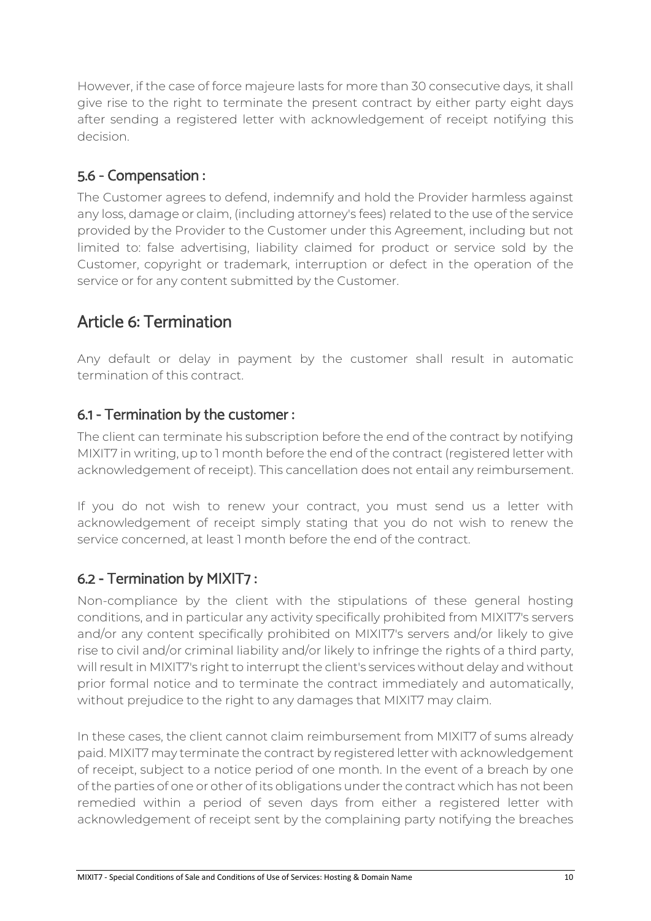However, if the case of force majeure lasts for more than 30 consecutive days, it shall give rise to the right to terminate the present contract by either party eight days after sending a registered letter with acknowledgement of receipt notifying this decision.

### 5.6 - Compensation :

The Customer agrees to defend, indemnify and hold the Provider harmless against any loss, damage or claim, (including attorney's fees) related to the use of the service provided by the Provider to the Customer under this Agreement, including but not limited to: false advertising, liability claimed for product or service sold by the Customer, copyright or trademark, interruption or defect in the operation of the service or for any content submitted by the Customer.

## Article 6: Termination

Any default or delay in payment by the customer shall result in automatic termination of this contract.

### 6.1 - Termination by the customer :

The client can terminate his subscription before the end of the contract by notifying MIXIT7 in writing, up to 1 month before the end of the contract (registered letter with acknowledgement of receipt). This cancellation does not entail any reimbursement.

If you do not wish to renew your contract, you must send us a letter with acknowledgement of receipt simply stating that you do not wish to renew the service concerned, at least 1 month before the end of the contract.

### 6.2 - Termination by MIXIT7 :

Non-compliance by the client with the stipulations of these general hosting conditions, and in particular any activity specifically prohibited from MIXIT7's servers and/or any content specifically prohibited on MIXIT7's servers and/or likely to give rise to civil and/or criminal liability and/or likely to infringe the rights of a third party, will result in MIXIT7's right to interrupt the client's services without delay and without prior formal notice and to terminate the contract immediately and automatically, without prejudice to the right to any damages that MIXIT7 may claim.

In these cases, the client cannot claim reimbursement from MIXIT7 of sums already paid. MIXIT7 may terminate the contract by registered letter with acknowledgement of receipt, subject to a notice period of one month. In the event of a breach by one of the parties of one or other of its obligations under the contract which has not been remedied within a period of seven days from either a registered letter with acknowledgement of receipt sent by the complaining party notifying the breaches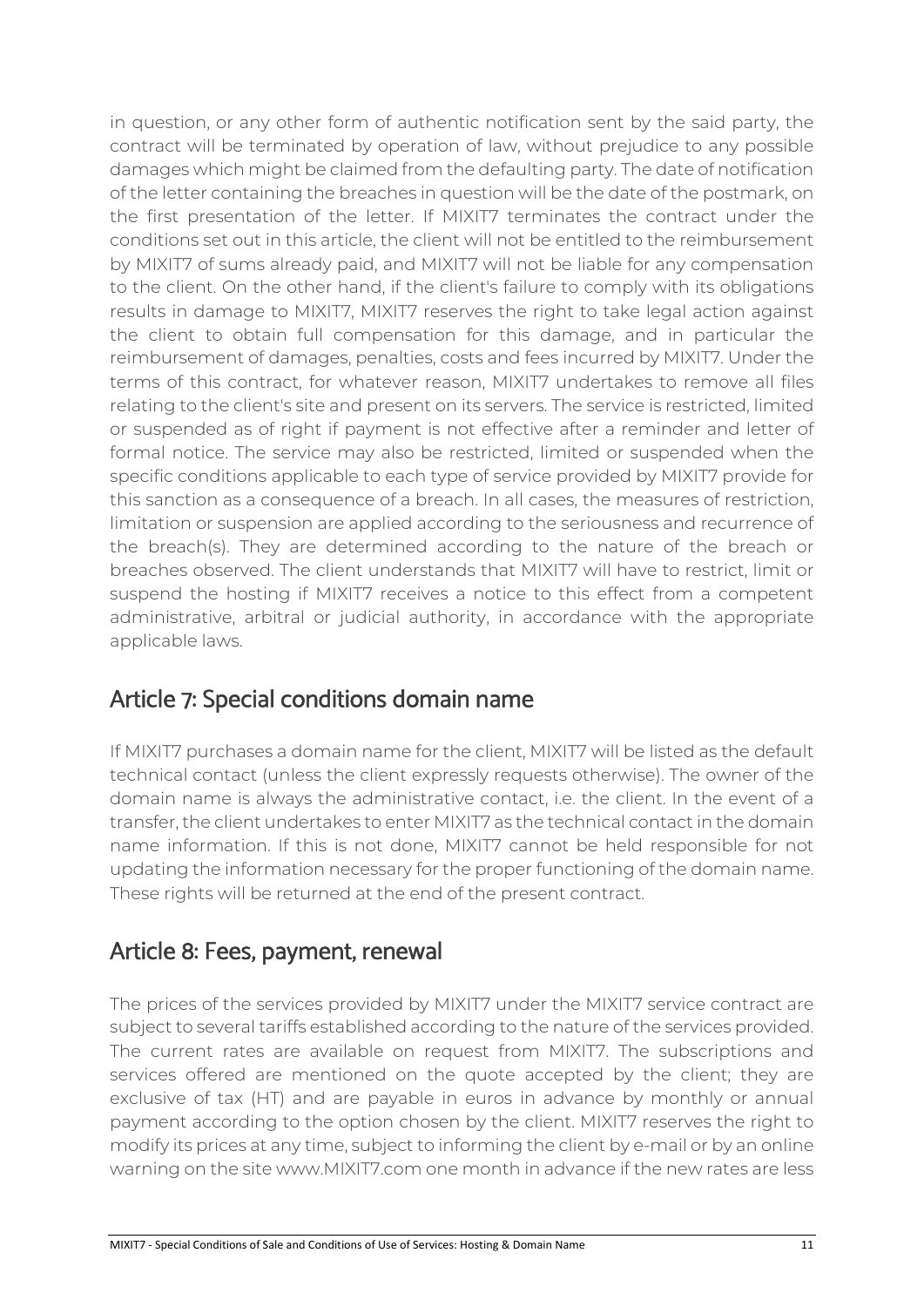in question, or any other form of authentic notification sent by the said party, the contract will be terminated by operation of law, without prejudice to any possible damages which might be claimed from the defaulting party. The date of notification of the letter containing the breaches in question will be the date of the postmark, on the first presentation of the letter. If MIXIT7 terminates the contract under the conditions set out in this article, the client will not be entitled to the reimbursement by MIXIT7 of sums already paid, and MIXIT7 will not be liable for any compensation to the client. On the other hand, if the client's failure to comply with its obligations results in damage to MIXIT7, MIXIT7 reserves the right to take legal action against the client to obtain full compensation for this damage, and in particular the reimbursement of damages, penalties, costs and fees incurred by MIXIT7. Under the terms of this contract, for whatever reason, MIXIT7 undertakes to remove all files relating to the client's site and present on its servers. The service is restricted, limited or suspended as of right if payment is not effective after a reminder and letter of formal notice. The service may also be restricted, limited or suspended when the specific conditions applicable to each type of service provided by MIXIT7 provide for this sanction as a consequence of a breach. In all cases, the measures of restriction, limitation or suspension are applied according to the seriousness and recurrence of the breach(s). They are determined according to the nature of the breach or breaches observed. The client understands that MIXIT7 will have to restrict, limit or suspend the hosting if MIXIT7 receives a notice to this effect from a competent administrative, arbitral or judicial authority, in accordance with the appropriate applicable laws.

## Article 7: Special conditions domain name

If MIXIT7 purchases a domain name for the client, MIXIT7 will be listed as the default technical contact (unless the client expressly requests otherwise). The owner of the domain name is always the administrative contact, i.e. the client. In the event of a transfer, the client undertakes to enter MIXIT7 as the technical contact in the domain name information. If this is not done, MIXIT7 cannot be held responsible for not updating the information necessary for the proper functioning of the domain name. These rights will be returned at the end of the present contract.

## Article 8: Fees, payment, renewal

The prices of the services provided by MIXIT7 under the MIXIT7 service contract are subject to several tariffs established according to the nature of the services provided. The current rates are available on request from MIXIT7. The subscriptions and services offered are mentioned on the quote accepted by the client; they are exclusive of tax (HT) and are payable in euros in advance by monthly or annual payment according to the option chosen by the client. MIXIT7 reserves the right to modify its prices at any time, subject to informing the client by e-mail or by an online warning on the site www.MIXIT7.com one month in advance if the new rates are less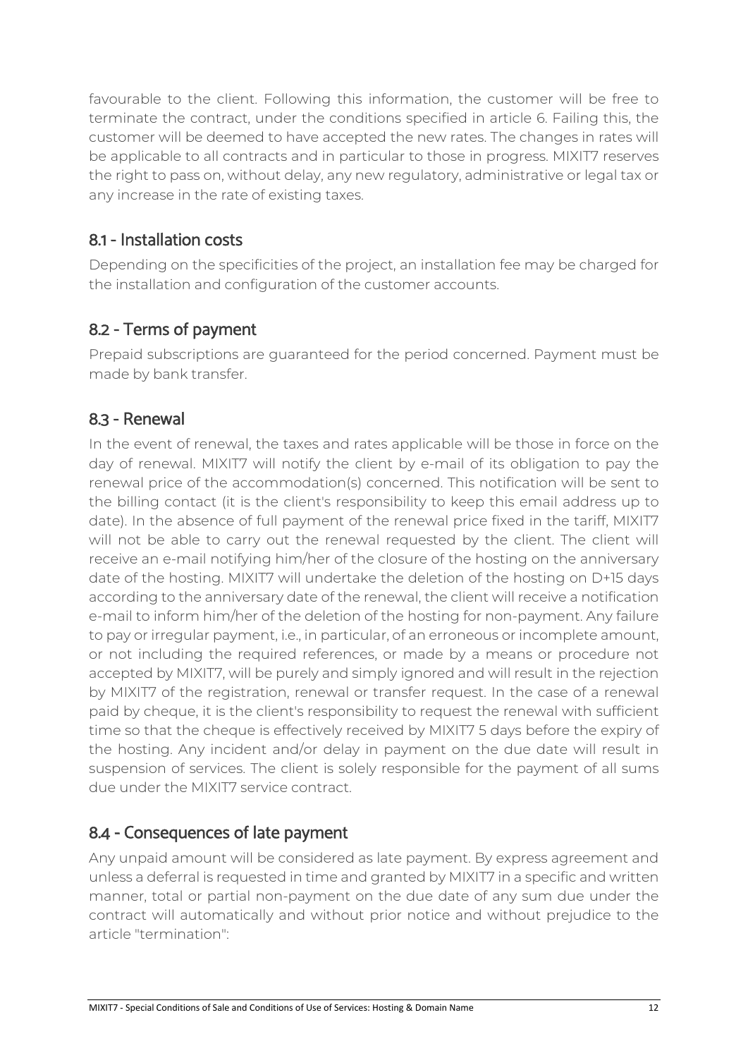favourable to the client. Following this information, the customer will be free to terminate the contract, under the conditions specified in article 6. Failing this, the customer will be deemed to have accepted the new rates. The changes in rates will be applicable to all contracts and in particular to those in progress. MIXIT7 reserves the right to pass on, without delay, any new regulatory, administrative or legal tax or any increase in the rate of existing taxes.

## 8.1 - Installation costs

Depending on the specificities of the project, an installation fee may be charged for the installation and configuration of the customer accounts.

## 8.2 - Terms of payment

Prepaid subscriptions are guaranteed for the period concerned. Payment must be made by bank transfer.

## 8.3 - Renewal

In the event of renewal, the taxes and rates applicable will be those in force on the day of renewal. MIXIT7 will notify the client by e-mail of its obligation to pay the renewal price of the accommodation(s) concerned. This notification will be sent to the billing contact (it is the client's responsibility to keep this email address up to date). In the absence of full payment of the renewal price fixed in the tariff, MIXIT7 will not be able to carry out the renewal requested by the client. The client will receive an e-mail notifying him/her of the closure of the hosting on the anniversary date of the hosting. MIXIT7 will undertake the deletion of the hosting on D+15 days according to the anniversary date of the renewal, the client will receive a notification e-mail to inform him/her of the deletion of the hosting for non-payment. Any failure to pay or irregular payment, i.e., in particular, of an erroneous or incomplete amount, or not including the required references, or made by a means or procedure not accepted by MIXIT7, will be purely and simply ignored and will result in the rejection by MIXIT7 of the registration, renewal or transfer request. In the case of a renewal paid by cheque, it is the client's responsibility to request the renewal with sufficient time so that the cheque is effectively received by MIXIT7 5 days before the expiry of the hosting. Any incident and/or delay in payment on the due date will result in suspension of services. The client is solely responsible for the payment of all sums due under the MIXIT7 service contract.

## 8.4 - Consequences of late payment

Any unpaid amount will be considered as late payment. By express agreement and unless a deferral is requested in time and granted by MIXIT7 in a specific and written manner, total or partial non-payment on the due date of any sum due under the contract will automatically and without prior notice and without prejudice to the article "termination":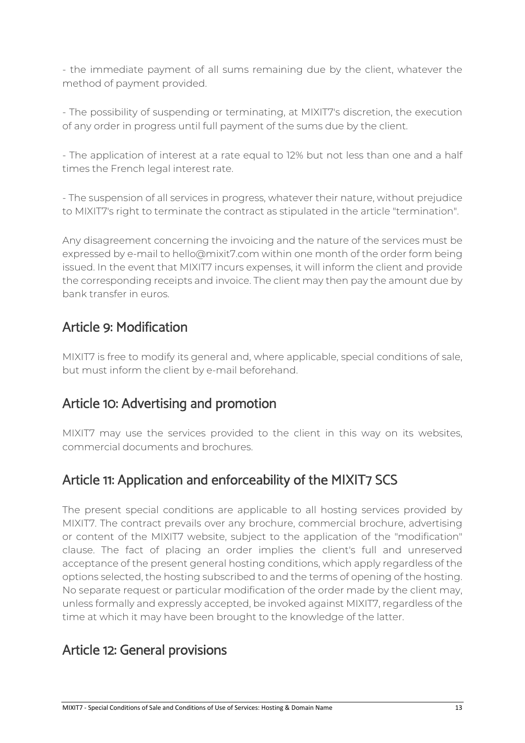- the immediate payment of all sums remaining due by the client, whatever the method of payment provided.

- The possibility of suspending or terminating, at MIXIT7's discretion, the execution of any order in progress until full payment of the sums due by the client.

- The application of interest at a rate equal to 12% but not less than one and a half times the French legal interest rate.

- The suspension of all services in progress, whatever their nature, without prejudice to MIXIT7's right to terminate the contract as stipulated in the article "termination".

Any disagreement concerning the invoicing and the nature of the services must be expressed by e-mail to hello@mixit7.com within one month of the order form being issued. In the event that MIXIT7 incurs expenses, it will inform the client and provide the corresponding receipts and invoice. The client may then pay the amount due by bank transfer in euros.

## Article 9: Modification

MIXIT7 is free to modify its general and, where applicable, special conditions of sale, but must inform the client by e-mail beforehand.

## Article 10: Advertising and promotion

MIXIT7 may use the services provided to the client in this way on its websites, commercial documents and brochures.

## Article 11: Application and enforceability of the MIXIT7 SCS

The present special conditions are applicable to all hosting services provided by MIXIT7. The contract prevails over any brochure, commercial brochure, advertising or content of the MIXIT7 website, subject to the application of the "modification" clause. The fact of placing an order implies the client's full and unreserved acceptance of the present general hosting conditions, which apply regardless of the options selected, the hosting subscribed to and the terms of opening of the hosting. No separate request or particular modification of the order made by the client may, unless formally and expressly accepted, be invoked against MIXIT7, regardless of the time at which it may have been brought to the knowledge of the latter.

## Article 12: General provisions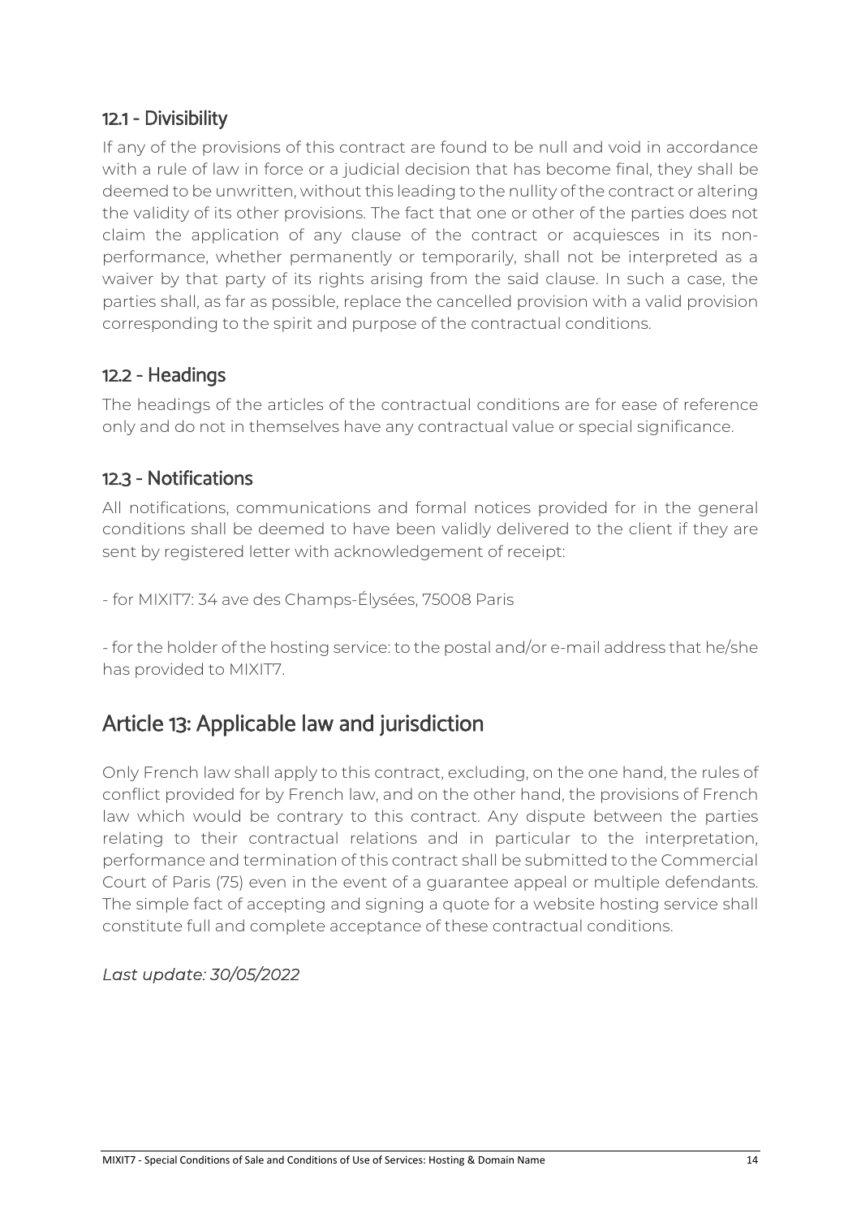### 12.1 - Divisibility

If any of the provisions of this contract are found to be null and void in accordance with a rule of law in force or a judicial decision that has become final, they shall be deemed to be unwritten, without this leading to the nullity of the contract or altering the validity of its other provisions. The fact that one or other of the parties does not claim the application of any clause of the contract or acquiesces in its non-performance, whether permanently or temporarily, shall not be interpreted as a waiver by that party of its rights arising from the said clause. In such a case, the parties shall, as far as possible, replace the cancelled provision with a valid provision corresponding to the spirit and purpose of the contractual conditions.

### 12.2 - Headings

The headings of the articles of the contractual conditions are for ease of reference only and do not in themselves have any contractual value or special significance.

### 12.3 - Notifications

All notifications, communications and formal notices provided for in the general conditions shall be deemed to have been validly delivered to the client if they are sent by registered letter with acknowledgement of receipt:

- for MIXIT7: 34 ave des Champs-Élysées, 75008 Paris

- for the holder of the hosting service: to the postal and/or e-mail address that he/she has provided to MIXIT7.

## Article 13: Applicable law and jurisdiction

Only French law shall apply to this contract, excluding, on the one hand, the rules of conflict provided for by French law, and on the other hand, the provisions of French law which would be contrary to this contract. Any dispute between the parties relating to their contractual relations and in particular to the interpretation, performance and termination of this contract shall be submitted to the Commercial Court of Paris (75) even in the event of a guarantee appeal or multiple defendants. The simple fact of accepting and signing a quote for a website hosting service shall constitute full and complete acceptance of these contractual conditions.

*Last update: 30/05/2022*